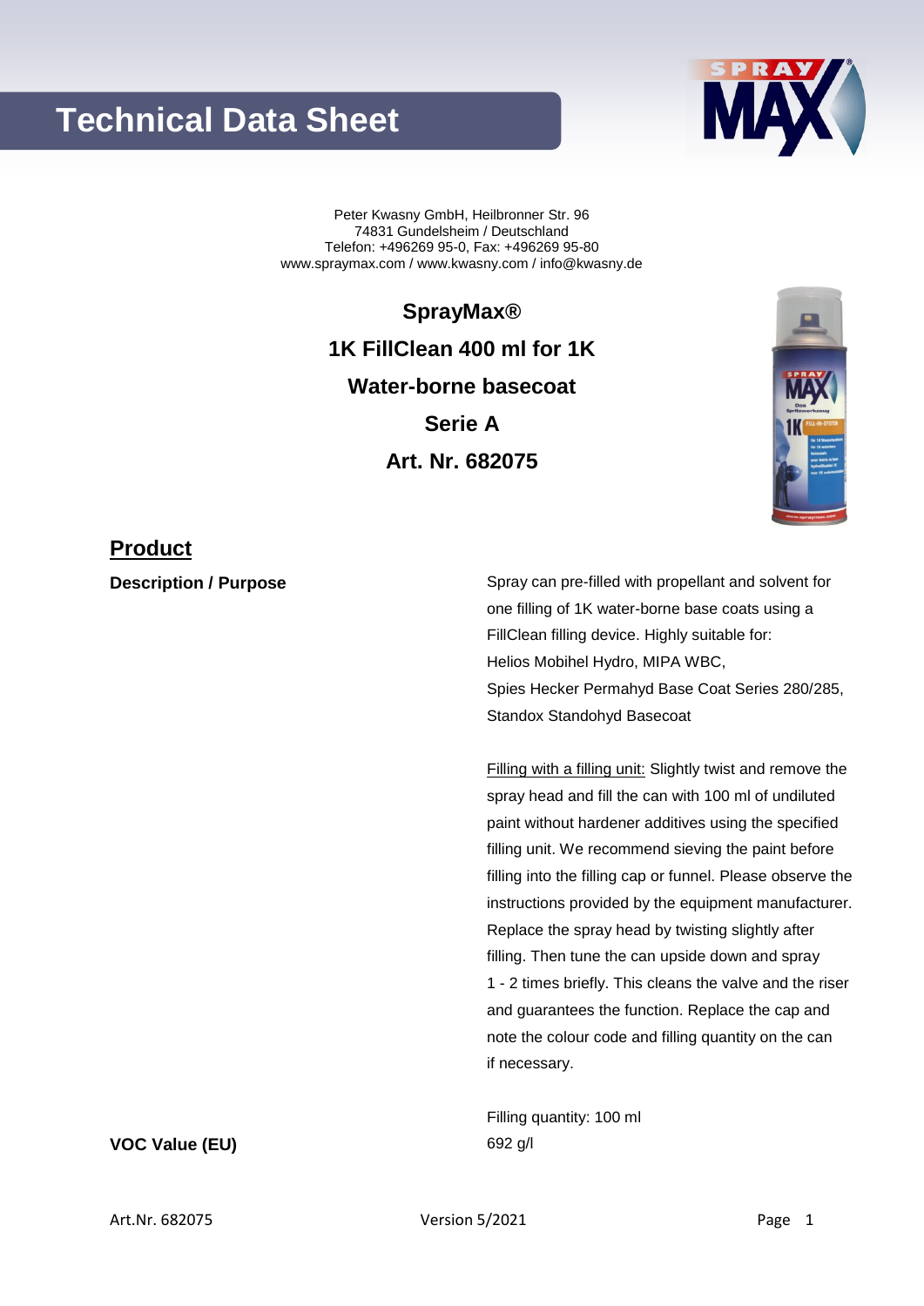# Technical Data Sheet

Peter Kwasny GmbH, Heilbronner Str. 96
74831 Gundelsheim / Deutschland
Telefon: +496269 95-0, Fax: +496269 95-80
www.spraymax.com / www.kwasny.com / info@kwasny.de

**SprayMax®**

**1K FillClean 400 ml for 1K**

**Water-borne basecoat**

**Serie A**

**Art. Nr. 682075**

## Product

**Description / Purpose**

Spray can pre-filled with propellant and solvent for one filling of 1K water-borne base coats using a FillClean filling device. Highly suitable for:
Helios Mobihel Hydro, MIPA WBC,
Spies Hecker Permahyd Base Coat Series 280/285,
Standox Standohyd Basecoat

Filling with a filling unit: Slightly twist and remove the spray head and fill the can with 100 ml of undiluted paint without hardener additives using the specified filling unit. We recommend sieving the paint before filling into the filling cap or funnel. Please observe the instructions provided by the equipment manufacturer. Replace the spray head by twisting slightly after filling. Then tune the can upside down and spray 1 - 2 times briefly. This cleans the valve and the riser and guarantees the function. Replace the cap and note the colour code and filling quantity on the can if necessary.

Filling quantity: 100 ml

**VOC Value (EU)**

692 g/l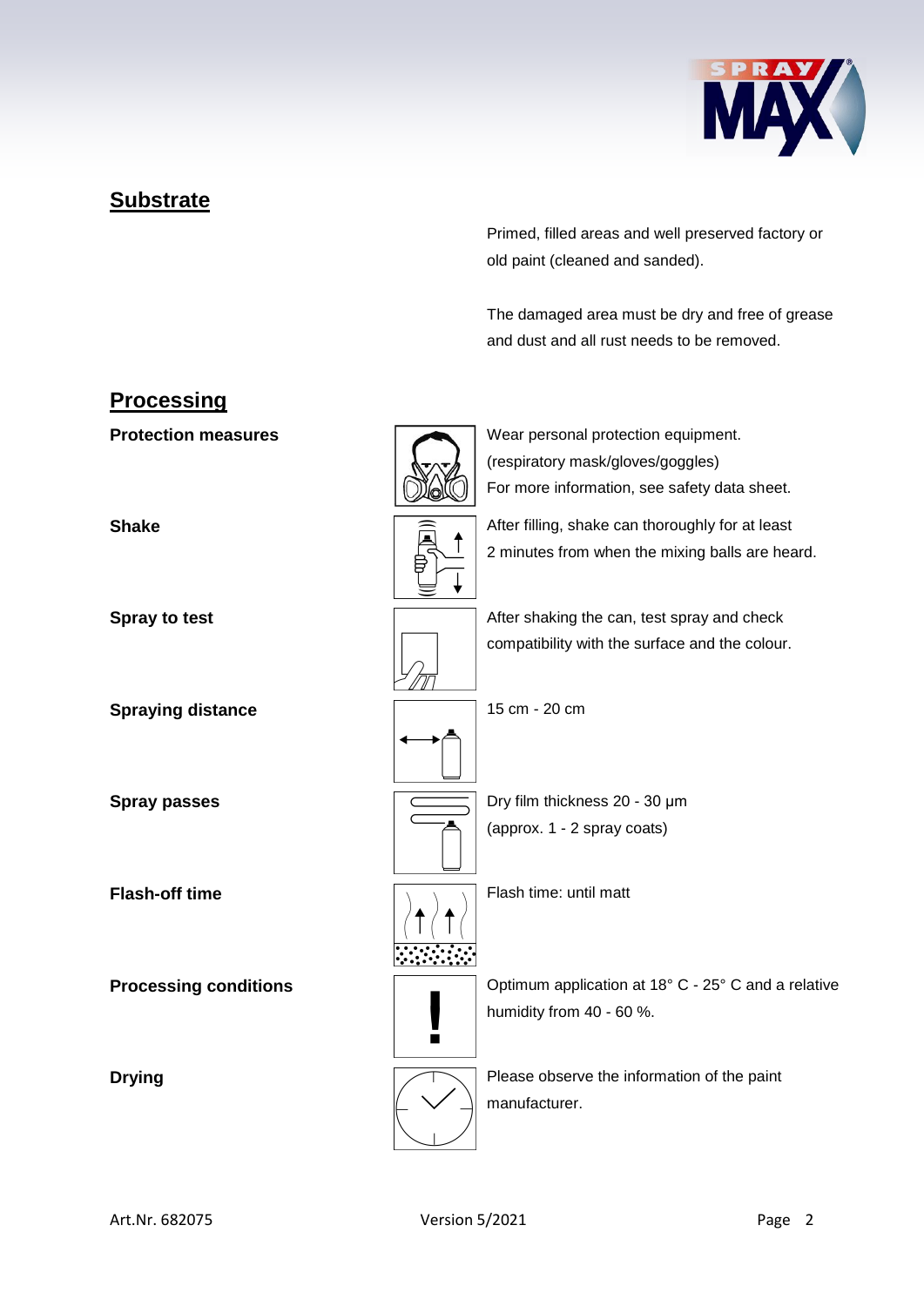## Substrate

Primed, filled areas and well preserved factory or old paint (cleaned and sanded).

The damaged area must be dry and free of grease and dust and all rust needs to be removed.

## Processing

**Protection measures**

Wear personal protection equipment.
(respiratory mask/gloves/goggles)
For more information, see safety data sheet.

**Shake**

After filling, shake can thoroughly for at least 2 minutes from when the mixing balls are heard.

**Spray to test**

After shaking the can, test spray and check compatibility with the surface and the colour.

**Spraying distance**

15 cm - 20 cm

**Spray passes**

Dry film thickness 20 - 30 µm
(approx. 1 - 2 spray coats)

**Flash-off time**

Flash time: until matt

**Processing conditions**

Optimum application at 18° C - 25° C and a relative humidity from 40 - 60 %.

**Drying**

Please observe the information of the paint manufacturer.

Art.Nr. 682075 Version 5/2021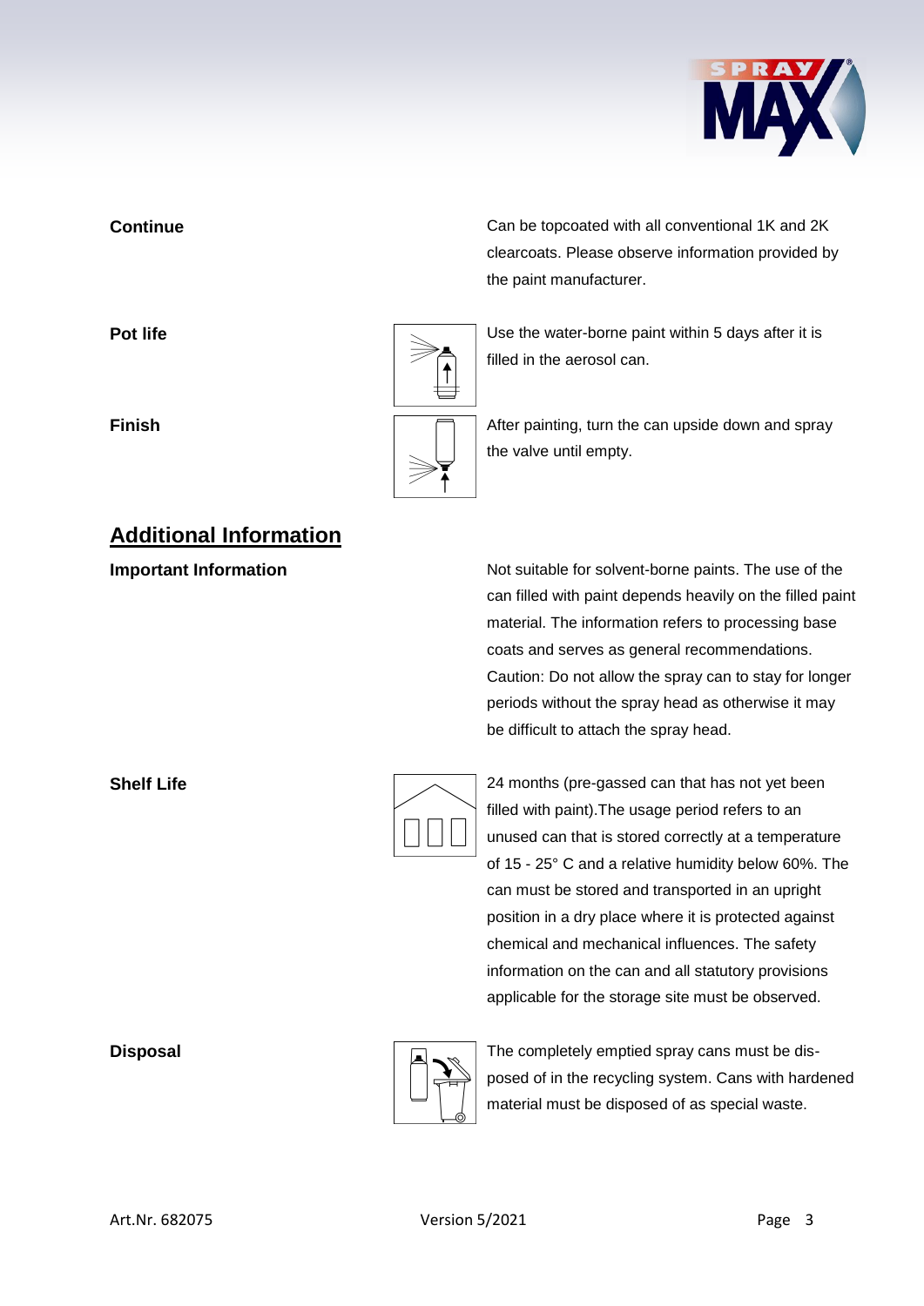**Continue**

Can be topcoated with all conventional 1K and 2K clearcoats. Please observe information provided by the paint manufacturer.

**Pot life**

Use the water-borne paint within 5 days after it is filled in the aerosol can.

**Finish**

After painting, turn the can upside down and spray the valve until empty.

## Additional Information

**Important Information**

Not suitable for solvent-borne paints. The use of the can filled with paint depends heavily on the filled paint material. The information refers to processing base coats and serves as general recommendations. Caution: Do not allow the spray can to stay for longer periods without the spray head as otherwise it may be difficult to attach the spray head.

**Shelf Life**

24 months (pre-gassed can that has not yet been filled with paint).The usage period refers to an unused can that is stored correctly at a temperature of 15 - 25° C and a relative humidity below 60%. The can must be stored and transported in an upright position in a dry place where it is protected against chemical and mechanical influences. The safety information on the can and all statutory provisions applicable for the storage site must be observed.

**Disposal**

The completely emptied spray cans must be disposed of in the recycling system. Cans with hardened material must be disposed of as special waste.

Art.Nr. 682075 Version 5/2021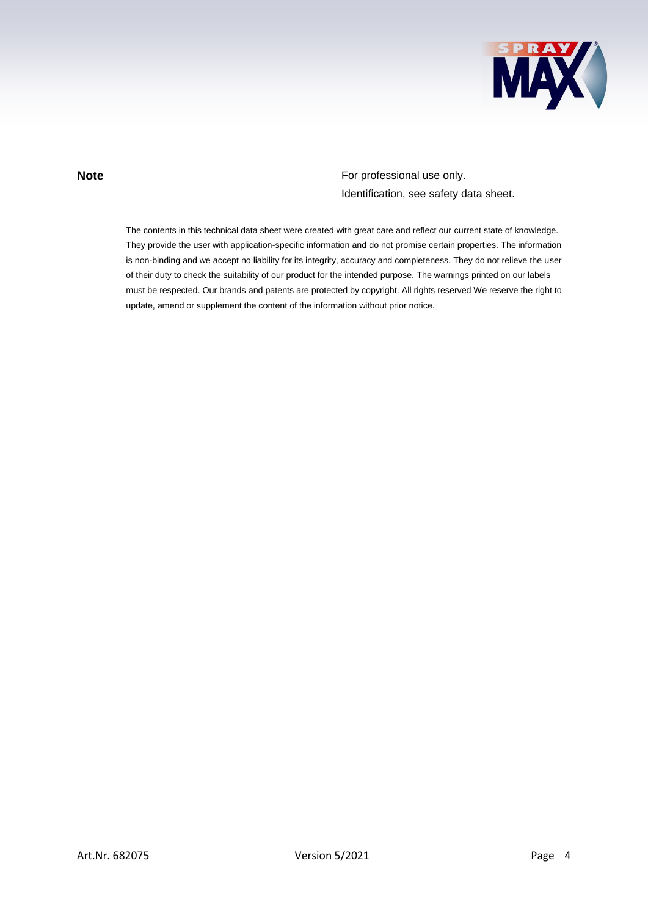**Note**

For professional use only.
Identification, see safety data sheet.

The contents in this technical data sheet were created with great care and reflect our current state of knowledge. They provide the user with application-specific information and do not promise certain properties. The information is non-binding and we accept no liability for its integrity, accuracy and completeness. They do not relieve the user of their duty to check the suitability of our product for the intended purpose. The warnings printed on our labels must be respected. Our brands and patents are protected by copyright. All rights reserved We reserve the right to update, amend or supplement the content of the information without prior notice.